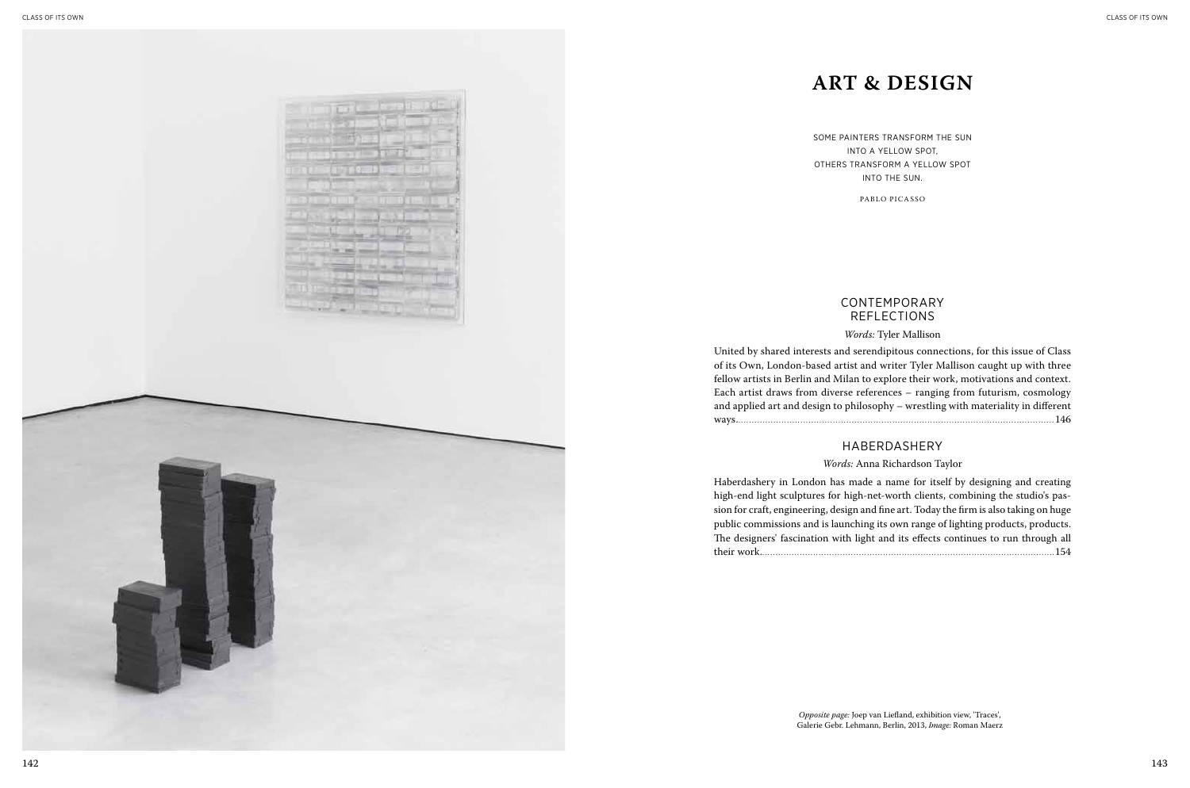# ART & DESIGN

SOME PAINTERS TRANSFORM THE SUN
INTO A YELLOW SPOT,
OTHERS TRANSFORM A YELLOW SPOT
INTO THE SUN.

PABLO PICASSO

## CONTEMPORARY REFLECTIONS

*Words:* Tyler Mallison

United by shared interests and serendipitous connections, for this issue of Class of its Own, London-based artist and writer Tyler Mallison caught up with three fellow artists in Berlin and Milan to explore their work, motivations and context. Each artist draws from diverse references – ranging from futurism, cosmology and applied art and design to philosophy – wrestling with materiality in different ways....................................................................................................................146

## HABERDASHERY

*Words:* Anna Richardson Taylor

Haberdashery in London has made a name for itself by designing and creating high-end light sculptures for high-net-worth clients, combining the studio's passion for craft, engineering, design and fine art. Today the firm is also taking on huge public commissions and is launching its own range of lighting products, products. The designers' fascination with light and its effects continues to run through all their work..........................................................................................................154

*Opposite page:* Joep van Liefland, exhibition view, 'Traces', Galerie Gebr. Lehmann, Berlin, 2013, *Image:* Roman Maerz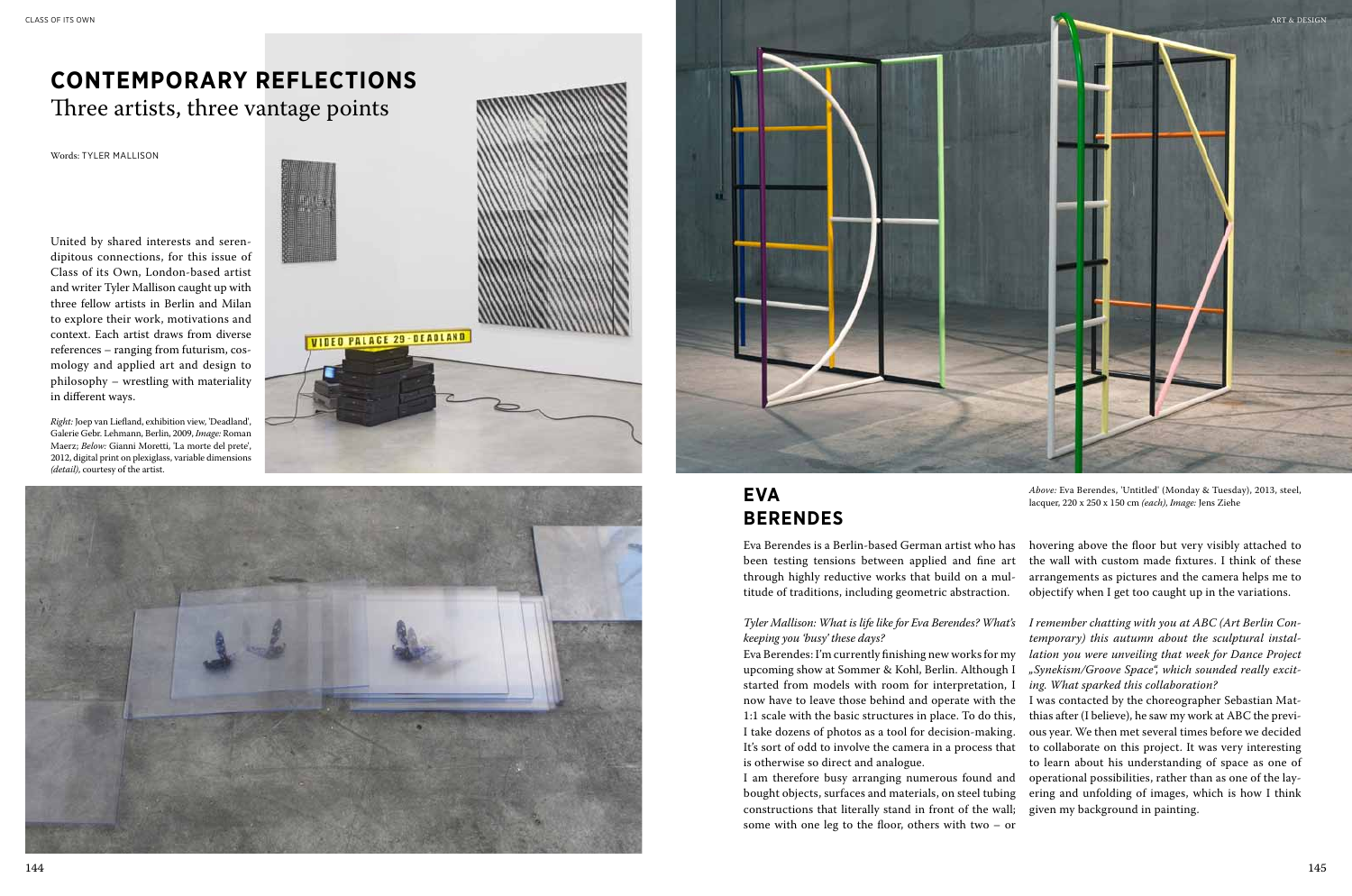# CONTEMPORARY REFLECTIONS

## Three artists, three vantage points

Words: TYLER MALLISON

United by shared interests and serendipitous connections, for this issue of Class of its Own, London-based artist and writer Tyler Mallison caught up with three fellow artists in Berlin and Milan to explore their work, motivations and context. Each artist draws from diverse references – ranging from futurism, cosmology and applied art and design to philosophy – wrestling with materiality in different ways.

*Right:* Joep van Liefland, exhibition view, 'Deadland', Galerie Gebr. Lehmann, Berlin, 2009, *Image:* Roman Maerz; *Below:* Gianni Moretti, 'La morte del prete', 2012, digital print on plexiglass, variable dimensions *(detail)*, courtesy of the artist.

*Above:* Eva Berendes, 'Untitled' (Monday & Tuesday), 2013, steel, lacquer, 220 x 250 x 150 cm *(each)*, *Image:* Jens Ziehe

## EVA BERENDES

Eva Berendes is a Berlin-based German artist who has been testing tensions between applied and fine art through highly reductive works that build on a multitude of traditions, including geometric abstraction.

*Tyler Mallison: What is life like for Eva Berendes? What's keeping you 'busy' these days?*

Eva Berendes: I'm currently finishing new works for my upcoming show at Sommer & Kohl, Berlin. Although I started from models with room for interpretation, I now have to leave those behind and operate with the 1:1 scale with the basic structures in place. To do this, I take dozens of photos as a tool for decision-making. It's sort of odd to involve the camera in a process that is otherwise so direct and analogue.

I am therefore busy arranging numerous found and bought objects, surfaces and materials, on steel tubing constructions that literally stand in front of the wall; some with one leg to the floor, others with two – or hovering above the floor but very visibly attached to the wall with custom made fixtures. I think of these arrangements as pictures and the camera helps me to objectify when I get too caught up in the variations.

*I remember chatting with you at ABC (Art Berlin Contemporary) this autumn about the sculptural installation you were unveiling that week for Dance Project „Synekism/Groove Space", which sounded really exciting. What sparked this collaboration?*

I was contacted by the choreographer Sebastian Matthias after (I believe), he saw my work at ABC the previous year. We then met several times before we decided to collaborate on this project. It was very interesting to learn about his understanding of space as one of operational possibilities, rather than as one of the layering and unfolding of images, which is how I think given my background in painting.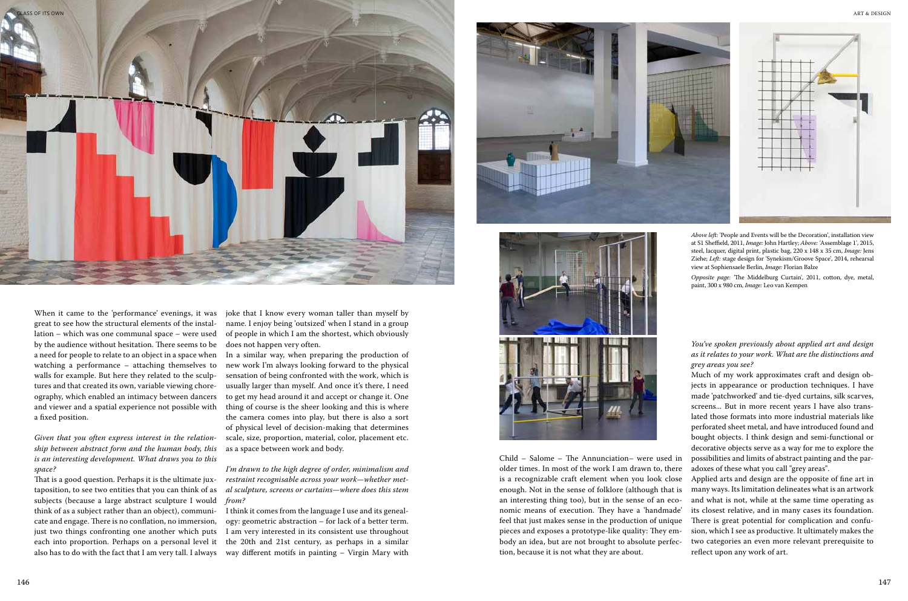When it came to the 'performance' evenings, it was great to see how the structural elements of the installation – which was one communal space – were used by the audience without hesitation. There seems to be a need for people to relate to an object in a space when watching a performance – attaching themselves to walls for example. But here they related to the sculptures and that created its own, variable viewing choreography, which enabled an intimacy between dancers and viewer and a spatial experience not possible with a fixed position.

*Given that you often express interest in the relationship between abstract form and the human body, this is an interesting development. What draws you to this space?*

That is a good question. Perhaps it is the ultimate juxtaposition, to see two entities that you can think of as subjects (because a large abstract sculpture I would think of as a subject rather than an object), communicate and engage. There is no conflation, no immersion, just two things confronting one another which puts each into proportion. Perhaps on a personal level it also has to do with the fact that I am very tall. I always joke that I know every woman taller than myself by name. I enjoy being 'outsized' when I stand in a group of people in which I am the shortest, which obviously does not happen very often.

In a similar way, when preparing the production of new work I'm always looking forward to the physical sensation of being confronted with the work, which is usually larger than myself. And once it's there, I need to get my head around it and accept or change it. One thing of course is the sheer looking and this is where the camera comes into play, but there is also a sort of physical level of decision-making that determines scale, size, proportion, material, color, placement etc. as a space between work and body.

*I'm drawn to the high degree of order, minimalism and restraint recognisable across your work—whether metal sculpture, screens or curtains—where does this stem from?*

I think it comes from the language I use and its genealogy: geometric abstraction – for lack of a better term. I am very interested in its consistent use throughout the 20th and 21st century, as perhaps in a similar way different motifs in painting – Virgin Mary with Child – Salome – The Annunciation– were used in older times. In most of the work I am drawn to, there is a recognizable craft element when you look close enough. Not in the sense of folklore (although that is an interesting thing too), but in the sense of an economic means of execution. They have a 'handmade' feel that just makes sense in the production of unique pieces and exposes a prototype-like quality: They embody an idea, but are not brought to absolute perfection, because it is not what they are about.

*Above left:* 'People and Events will be the Decoration', installation view at S1 Sheffield, 2011, *Image:* John Hartley; *Above:* 'Assemblage 1', 2015, steel, lacquer, digital print, plastic bag, 220 x 148 x 35 cm, *Image:* Jens Ziehe; *Left:* stage design for 'Synekism/Groove Space', 2014, rehearsal view at Sophiensaele Berlin, *Image:* Florian Balze

*Opposite page:* 'The Middelburg Curtain', 2011, cotton, dye, metal, paint, 300 x 980 cm, *Image:* Leo van Kempen

*You've spoken previously about applied art and design as it relates to your work. What are the distinctions and grey areas you see?*

Much of my work approximates craft and design objects in appearance or production techniques. I have made 'patchworked' and tie-dyed curtains, silk scarves, screens... But in more recent years I have also translated those formats into more industrial materials like perforated sheet metal, and have introduced found and bought objects. I think design and semi-functional or decorative objects serve as a way for me to explore the possibilities and limits of abstract painting and the paradoxes of these what you call "grey areas".

Applied arts and design are the opposite of fine art in many ways. Its limitation delineates what is an artwork and what is not, while at the same time operating as its closest relative, and in many cases its foundation. There is great potential for complication and confusion, which I see as productive. It ultimately makes the two categories an even more relevant prerequisite to reflect upon any work of art.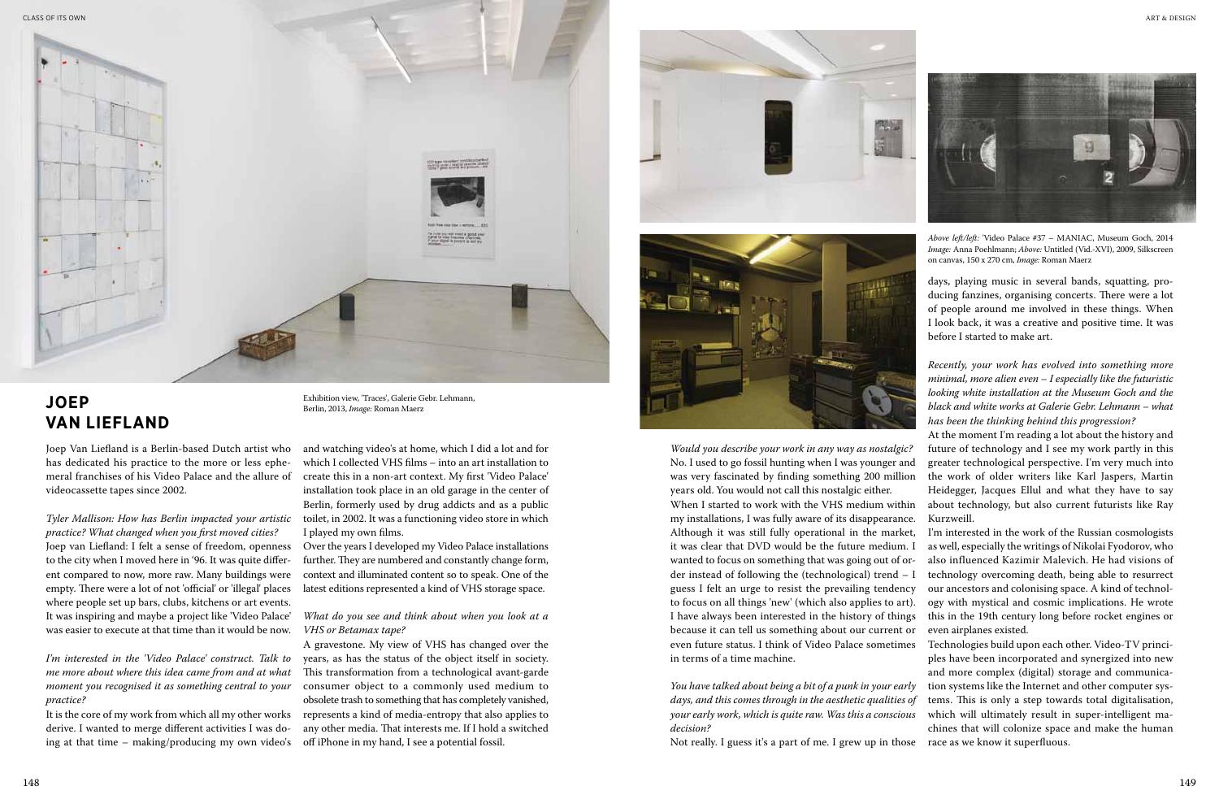# JOEP VAN LIEFLAND

Exhibition view, 'Traces', Galerie Gebr. Lehmann, Berlin, 2013, *Image:* Roman Maerz

Joep Van Liefland is a Berlin-based Dutch artist who has dedicated his practice to the more or less ephemeral franchises of his Video Palace and the allure of videocassette tapes since 2002.

*Tyler Mallison: How has Berlin impacted your artistic practice? What changed when you first moved cities?*

Joep van Liefland: I felt a sense of freedom, openness to the city when I moved here in '96. It was quite different compared to now, more raw. Many buildings were empty. There were a lot of not 'official' or 'illegal' places where people set up bars, clubs, kitchens or art events. It was inspiring and maybe a project like 'Video Palace' was easier to execute at that time than it would be now.

*I'm interested in the 'Video Palace' construct. Talk to me more about where this idea came from and at what moment you recognised it as something central to your practice?*

It is the core of my work from which all my other works derive. I wanted to merge different activities I was doing at that time – making/producing my own video's and watching video's at home, which I did a lot and for which I collected VHS films – into an art installation to create this in a non-art context. My first 'Video Palace' installation took place in an old garage in the center of Berlin, formerly used by drug addicts and as a public toilet, in 2002. It was a functioning video store in which I played my own films.

Over the years I developed my Video Palace installations further. They are numbered and constantly change form, context and illuminated content so to speak. One of the latest editions represented a kind of VHS storage space.

*What do you see and think about when you look at a VHS or Betamax tape?*

A gravestone. My view of VHS has changed over the years, as has the status of the object itself in society. This transformation from a technological avant-garde consumer object to a commonly used medium to obsolete trash to something that has completely vanished, represents a kind of media-entropy that also applies to any other media. That interests me. If I hold a switched off iPhone in my hand, I see a potential fossil.

*Would you describe your work in any way as nostalgic?*

No. I used to go fossil hunting when I was younger and was very fascinated by finding something 200 million years old. You would not call this nostalgic either.

When I started to work with the VHS medium within my installations, I was fully aware of its disappearance. Although it was still fully operational in the market, it was clear that DVD would be the future medium. I wanted to focus on something that was going out of order instead of following the (technological) trend – I guess I felt an urge to resist the prevailing tendency to focus on all things 'new' (which also applies to art). I have always been interested in the history of things because it can tell us something about our current or even future status. I think of Video Palace sometimes in terms of a time machine.

*You have talked about being a bit of a punk in your early days, and this comes through in the aesthetic qualities of your early work, which is quite raw. Was this a conscious decision?*

Not really. I guess it's a part of me. I grew up in those days, playing music in several bands, squatting, producing fanzines, organising concerts. There were a lot of people around me involved in these things. When I look back, it was a creative and positive time. It was before I started to make art.

*Above left/left:* 'Video Palace #37 – MANIAC, Museum Goch, 2014 *Image:* Anna Poehlmann; *Above:* Untitled (Vid.-XVI), 2009, Silkscreen on canvas, 150 x 270 cm, *Image:* Roman Maerz

*Recently, your work has evolved into something more minimal, more alien even – I especially like the futuristic looking white installation at the Museum Goch and the black and white works at Galerie Gebr. Lehmann – what has been the thinking behind this progression?*

At the moment I'm reading a lot about the history and future of technology and I see my work partly in this greater technological perspective. I'm very much into the work of older writers like Karl Jaspers, Martin Heidegger, Jacques Ellul and what they have to say about technology, but also current futurists like Ray Kurzweill.

I'm interested in the work of the Russian cosmologists as well, especially the writings of Nikolai Fyodorov, who also influenced Kazimir Malevich. He had visions of technology overcoming death, being able to resurrect our ancestors and colonising space. A kind of technology with mystical and cosmic implications. He wrote this in the 19th century long before rocket engines or even airplanes existed.

Technologies build upon each other. Video-TV principles have been incorporated and synergized into new and more complex (digital) storage and communication systems like the Internet and other computer systems. This is only a step towards total digitalisation, which will ultimately result in super-intelligent machines that will colonize space and make the human race as we know it superfluous.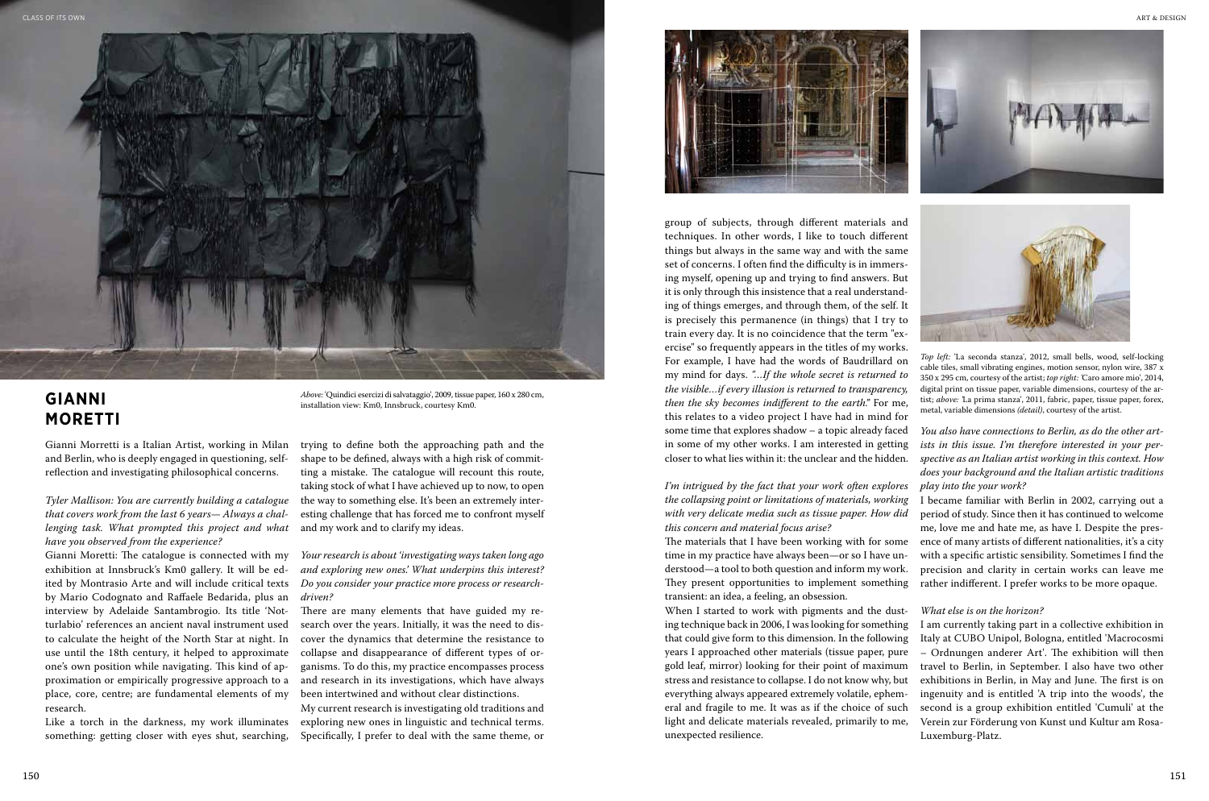## GIANNI MORETTI

*Above:* 'Quindici esercizi di salvataggio', 2009, tissue paper, 160 x 280 cm, installation view: Km0, Innsbruck, courtesy Km0.

Gianni Morretti is a Italian Artist, working in Milan and Berlin, who is deeply engaged in questioning, self-reflection and investigating philosophical concerns.

*Tyler Mallison: You are currently building a catalogue that covers work from the last 6 years— Always a challenging task. What prompted this project and what have you observed from the experience?*

Gianni Moretti: The catalogue is connected with my exhibition at Innsbruck's Km0 gallery. It will be edited by Montrasio Arte and will include critical texts by Mario Codognato and Raffaele Bedarida, plus an interview by Adelaide Santambrogio. Its title 'Notturlabio' references an ancient naval instrument used to calculate the height of the North Star at night. In use until the 18th century, it helped to approximate one's own position while navigating. This kind of approximation or empirically progressive approach to a place, core, centre; are fundamental elements of my research.

Like a torch in the darkness, my work illuminates something: getting closer with eyes shut, searching, trying to define both the approaching path and the shape to be defined, always with a high risk of committing a mistake. The catalogue will recount this route, taking stock of what I have achieved up to now, to open the way to something else. It's been an extremely interesting challenge that has forced me to confront myself and my work and to clarify my ideas.

*Your research is about 'investigating ways taken long ago and exploring new ones.' What underpins this interest? Do you consider your practice more process or research-driven?*

There are many elements that have guided my research over the years. Initially, it was the need to discover the dynamics that determine the resistance to collapse and disappearance of different types of organisms. To do this, my practice encompasses process and research in its investigations, which have always been intertwined and without clear distinctions.

My current research is investigating old traditions and exploring new ones in linguistic and technical terms. Specifically, I prefer to deal with the same theme, or group of subjects, through different materials and techniques. In other words, I like to touch different things but always in the same way and with the same set of concerns. I often find the difficulty is in immersing myself, opening up and trying to find answers. But it is only through this insistence that a real understanding of things emerges, and through them, of the self. It is precisely this permanence (in things) that I try to train every day. It is no coincidence that the term "exercise" so frequently appears in the titles of my works. For example, I have had the words of Baudrillard on my mind for days. *"...If the whole secret is returned to the visible...if every illusion is returned to transparency, then the sky becomes indifferent to the earth."* For me, this relates to a video project I have had in mind for some time that explores shadow – a topic already faced in some of my other works. I am interested in getting closer to what lies within it: the unclear and the hidden.

*I'm intrigued by the fact that your work often explores the collapsing point or limitations of materials, working with very delicate media such as tissue paper. How did this concern and material focus arise?*

The materials that I have been working with for some time in my practice have always been—or so I have understood—a tool to both question and inform my work. They present opportunities to implement something transient: an idea, a feeling, an obsession.

When I started to work with pigments and the dusting technique back in 2006, I was looking for something that could give form to this dimension. In the following years I approached other materials (tissue paper, pure gold leaf, mirror) looking for their point of maximum stress and resistance to collapse. I do not know why, but everything always appeared extremely volatile, ephemeral and fragile to me. It was as if the choice of such light and delicate materials revealed, primarily to me, unexpected resilience.

*Top left:* 'La seconda stanza', 2012, small bells, wood, self-locking cable tiles, small vibrating engines, motion sensor, nylon wire, 387 x 350 x 295 cm, courtesy of the artist; *top right:* 'Caro amore mio', 2014, digital print on tissue paper, variable dimensions, courtesy of the artist; *above:* 'La prima stanza', 2011, fabric, paper, tissue paper, forex, metal, variable dimensions *(detail)*, courtesy of the artist.

*You also have connections to Berlin, as do the other artists in this issue. I'm therefore interested in your perspective as an Italian artist working in this context. How does your background and the Italian artistic traditions play into the your work?*

I became familiar with Berlin in 2002, carrying out a period of study. Since then it has continued to welcome me, love me and hate me, as have I. Despite the presence of many artists of different nationalities, it's a city with a specific artistic sensibility. Sometimes I find the precision and clarity in certain works can leave me rather indifferent. I prefer works to be more opaque.

*What else is on the horizon?*

I am currently taking part in a collective exhibition in Italy at CUBO Unipol, Bologna, entitled 'Macrocosmi – Ordnungen anderer Art'. The exhibition will then travel to Berlin, in September. I also have two other exhibitions in Berlin, in May and June. The first is on ingenuity and is entitled 'A trip into the woods', the second is a group exhibition entitled 'Cumuli' at the Verein zur Förderung von Kunst und Kultur am Rosa-Luxemburg-Platz.